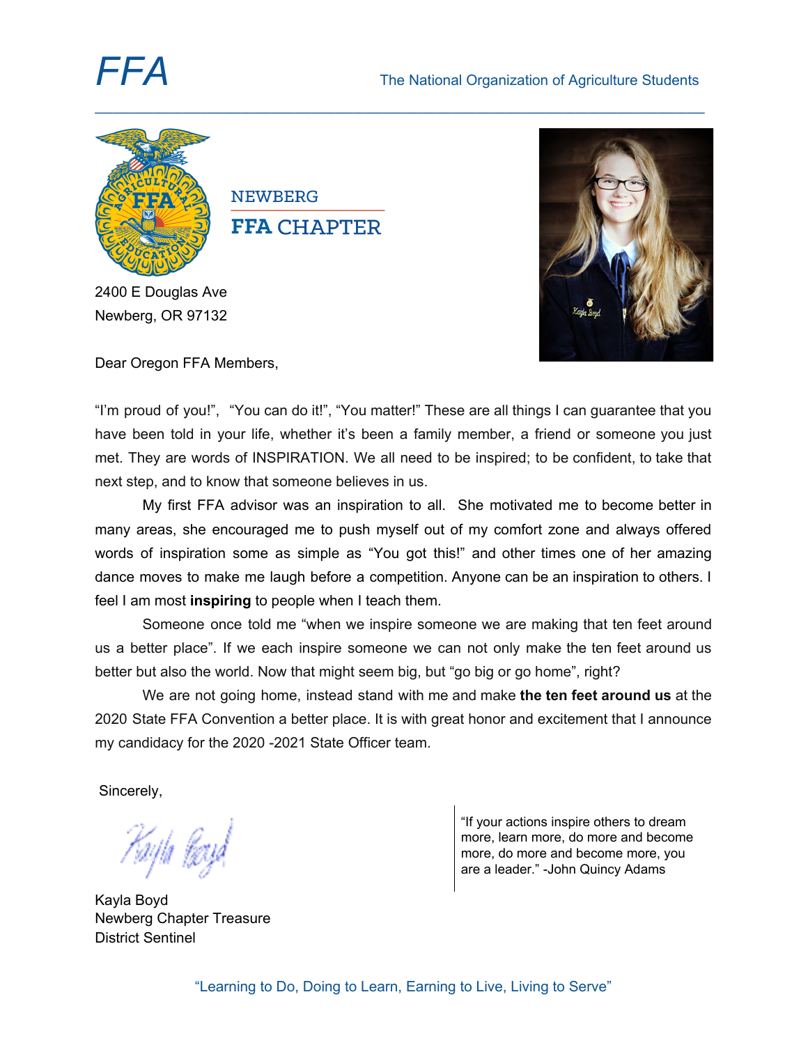# FFA

The National Organization of Agriculture Students

NEWBERG
**FFA** CHAPTER

2400 E Douglas Ave
Newberg, OR 97132

Dear Oregon FFA Members,

"I'm proud of you!", "You can do it!", "You matter!" These are all things I can guarantee that you have been told in your life, whether it's been a family member, a friend or someone you just met. They are words of INSPIRATION. We all need to be inspired; to be confident, to take that next step, and to know that someone believes in us.

My first FFA advisor was an inspiration to all. She motivated me to become better in many areas, she encouraged me to push myself out of my comfort zone and always offered words of inspiration some as simple as "You got this!" and other times one of her amazing dance moves to make me laugh before a competition. Anyone can be an inspiration to others. I feel I am most **inspiring** to people when I teach them.

Someone once told me "when we inspire someone we are making that ten feet around us a better place". If we each inspire someone we can not only make the ten feet around us better but also the world. Now that might seem big, but "go big or go home", right?

We are not going home, instead stand with me and make **the ten feet around us** at the 2020 State FFA Convention a better place. It is with great honor and excitement that I announce my candidacy for the 2020 -2021 State Officer team.

Sincerely,

Kayla Boyd

Kayla Boyd
Newberg Chapter Treasurer
District Sentinel

"If your actions inspire others to dream more, learn more, do more and become more, do more and become more, you are a leader." -John Quincy Adams

"Learning to Do, Doing to Learn, Earning to Live, Living to Serve"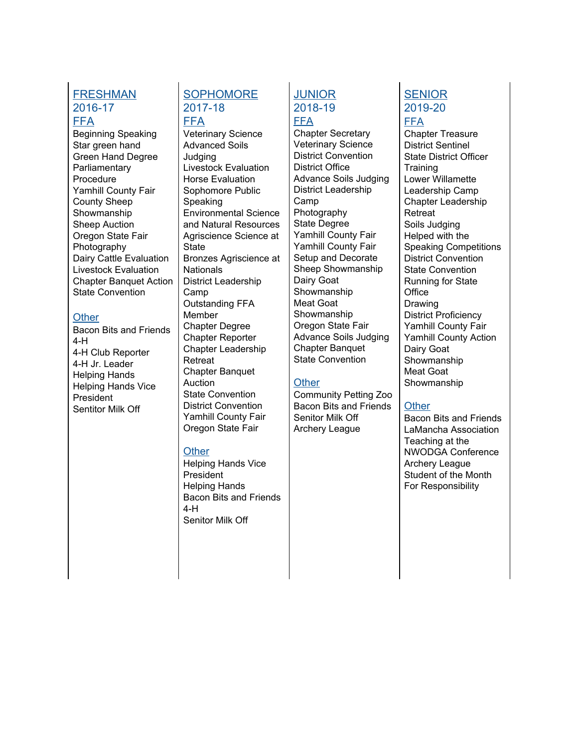## FRESHMAN 2016-17

### FFA

Beginning Speaking
Star green hand
Green Hand Degree
Parliamentary Procedure
Yamhill County Fair
County Sheep Showmanship
Sheep Auction
Oregon State Fair
Photography
Dairy Cattle Evaluation
Livestock Evaluation
Chapter Banquet Action
State Convention

### Other

Bacon Bits and Friends
4-H
4-H Club Reporter
4-H Jr. Leader
Helping Hands
Helping Hands Vice President
Sentitor Milk Off

## SOPHOMORE 2017-18

### FFA

Veterinary Science
Advanced Soils Judging
Livestock Evaluation
Horse Evaluation
Sophomore Public Speaking
Environmental Science and Natural Resources
Agriscience Science at State
Bronzes Agriscience at Nationals
District Leadership Camp
Outstanding FFA Member
Chapter Degree
Chapter Reporter
Chapter Leadership Retreat
Chapter Banquet Auction
State Convention
District Convention
Yamhill County Fair
Oregon State Fair

### Other

Helping Hands Vice President
Helping Hands
Bacon Bits and Friends
4-H
Senitor Milk Off

## JUNIOR 2018-19

### FFA

Chapter Secretary
Veterinary Science
District Convention
District Office
Advance Soils Judging
District Leadership Camp
Photography
State Degree
Yamhill County Fair
Yamhill County Fair Setup and Decorate
Sheep Showmanship
Dairy Goat Showmanship
Meat Goat Showmanship
Oregon State Fair
Advance Soils Judging
Chapter Banquet
State Convention

### Other

Community Petting Zoo
Bacon Bits and Friends
Senitor Milk Off
Archery League

## SENIOR 2019-20

### FFA

Chapter Treasure
District Sentinel
State District Officer Training
Lower Willamette Leadership Camp
Chapter Leadership Retreat
Soils Judging
Helped with the Speaking Competitions
District Convention
State Convention
Running for State Office
Drawing
District Proficiency
Yamhill County Fair
Yamhill County Action
Dairy Goat Showmanship
Meat Goat Showmanship

### Other

Bacon Bits and Friends
LaMancha Association
Teaching at the NWODGA Conference
Archery League
Student of the Month For Responsibility